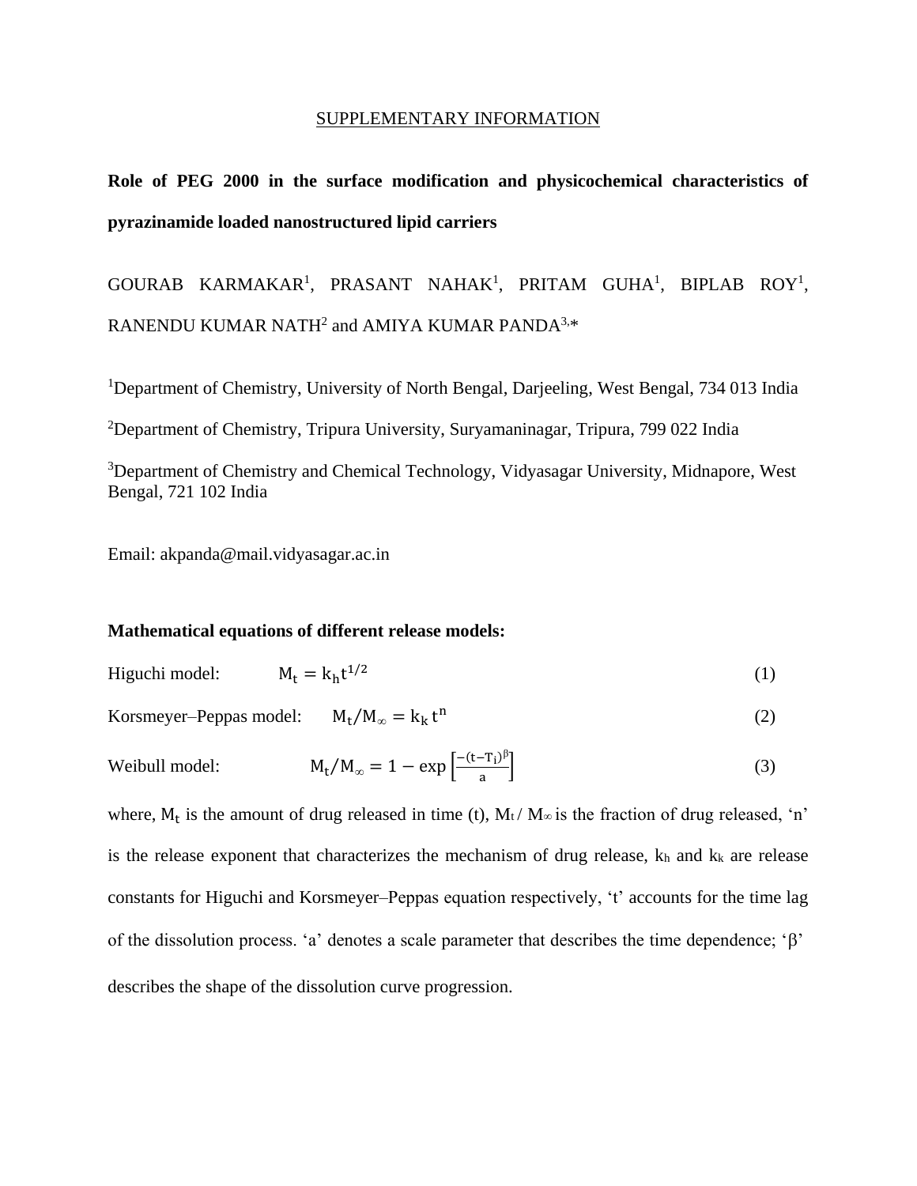SUPPLEMENTARY INFORMATION

# Role of PEG 2000 in the surface modification and physicochemical characteristics of pyrazinamide loaded nanostructured lipid carriers

GOURAB KARMAKAR[1], PRASANT NAHAK[1], PRITAM GUHA[1], BIPLAB ROY[1], RANENDU KUMAR NATH[2] and AMIYA KUMAR PANDA[3,*]

[1]Department of Chemistry, University of North Bengal, Darjeeling, West Bengal, 734 013 India

[2]Department of Chemistry, Tripura University, Suryamaninagar, Tripura, 799 022 India

[3]Department of Chemistry and Chemical Technology, Vidyasagar University, Midnapore, West Bengal, 721 102 India

Email: akpanda@mail.vidyasagar.ac.in

**Mathematical equations of different release models:**

Higuchi model: $$M_t = k_h t^{1/2} \tag{1}$$

Korsmeyer–Peppas model: $$M_t/M_\infty = k_k\, t^n \tag{2}$$

Weibull model: $$M_t/M_\infty = 1 - \exp\left[\frac{-(t - T_i)^\beta}{a}\right] \tag{3}$$

where, $M_t$ is the amount of drug released in time (t), $M_t / M_\infty$ is the fraction of drug released, 'n' is the release exponent that characterizes the mechanism of drug release, $k_h$ and $k_k$ are release constants for Higuchi and Korsmeyer–Peppas equation respectively, 't' accounts for the time lag of the dissolution process. 'a' denotes a scale parameter that describes the time dependence; 'β' describes the shape of the dissolution curve progression.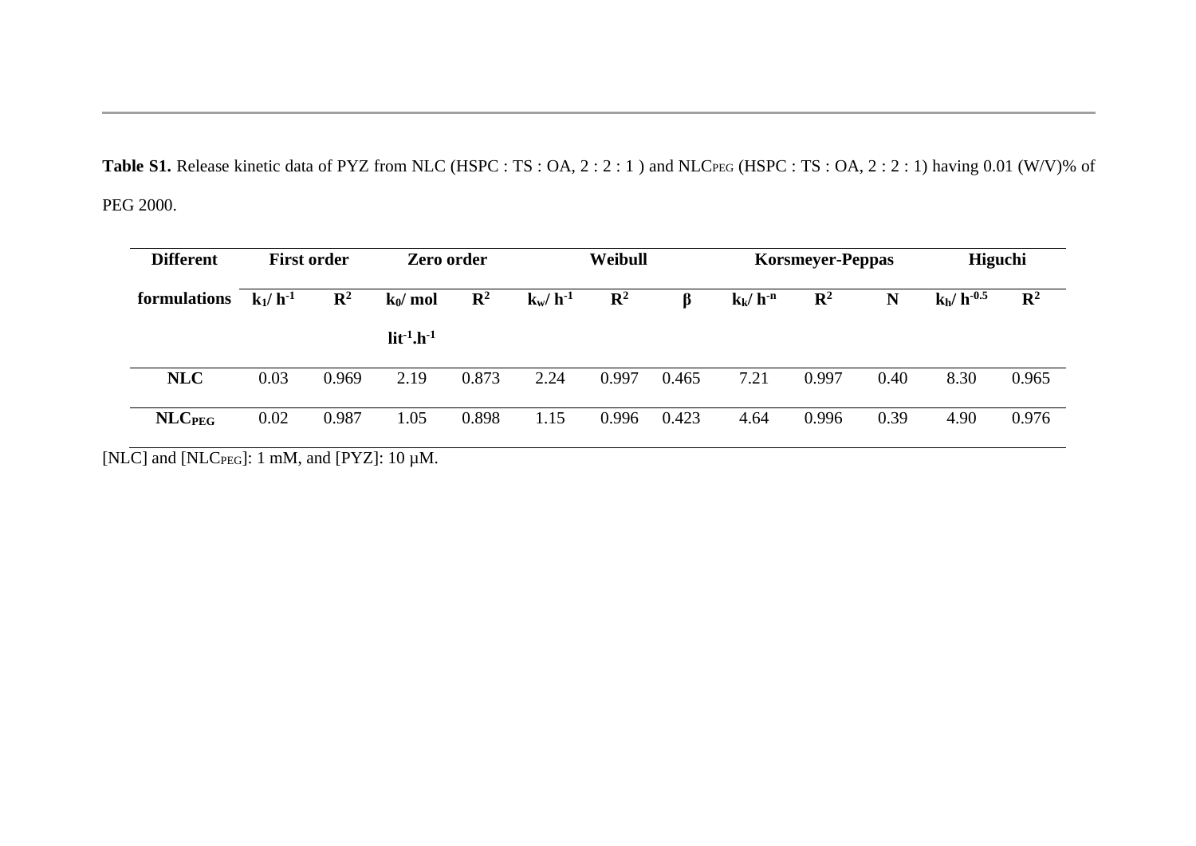**Table S1.** Release kinetic data of PYZ from NLC (HSPC : TS : OA, 2 : 2 : 1 ) and $NLC_{PEG}$ (HSPC : TS : OA, 2 : 2 : 1) having 0.01 (W/V)% of PEG 2000.

| Different formulations | First order | | Zero order | | Weibull | | | Korsmeyer-Peppas | | | Higuchi | |
|---|---|---|---|---|---|---|---|---|---|---|---|---|
| | $k_1$/ $h^{-1}$ | $R^2$ | $k_0$/ mol $lit^{-1}.h^{-1}$ | $R^2$ | $k_w$/ $h^{-1}$ | $R^2$ | β | $k_k$/ $h^{-n}$ | $R^2$ | N | $k_h$/ $h^{-0.5}$ | $R^2$ |
| **NLC** | 0.03 | 0.969 | 2.19 | 0.873 | 2.24 | 0.997 | 0.465 | 7.21 | 0.997 | 0.40 | 8.30 | 0.965 |
| **$NLC_{PEG}$** | 0.02 | 0.987 | 1.05 | 0.898 | 1.15 | 0.996 | 0.423 | 4.64 | 0.996 | 0.39 | 4.90 | 0.976 |

[NLC] and [$NLC_{PEG}$]: 1 mM, and [PYZ]: 10 µM.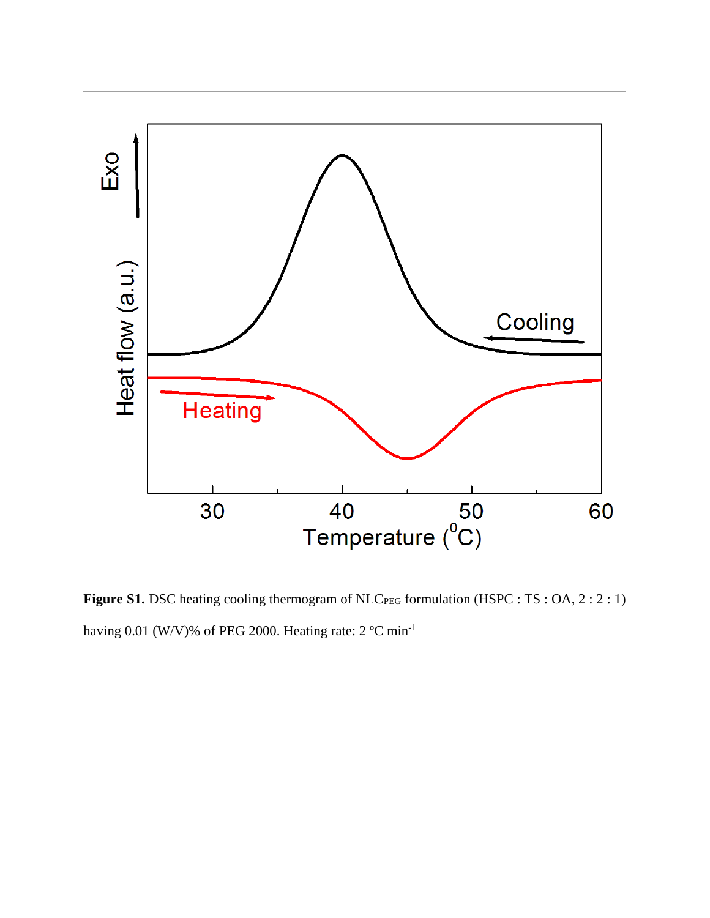Exo

Heat flow (a.u.)

Cooling

Heating

30

40

50

60

Temperature ($^0$C)

**Figure S1.** DSC heating cooling thermogram of $NLC_{PEG}$ formulation (HSPC : TS : OA, 2 : 2 : 1) having 0.01 (W/V)% of PEG 2000. Heating rate: 2 ºC $min^{-1}$